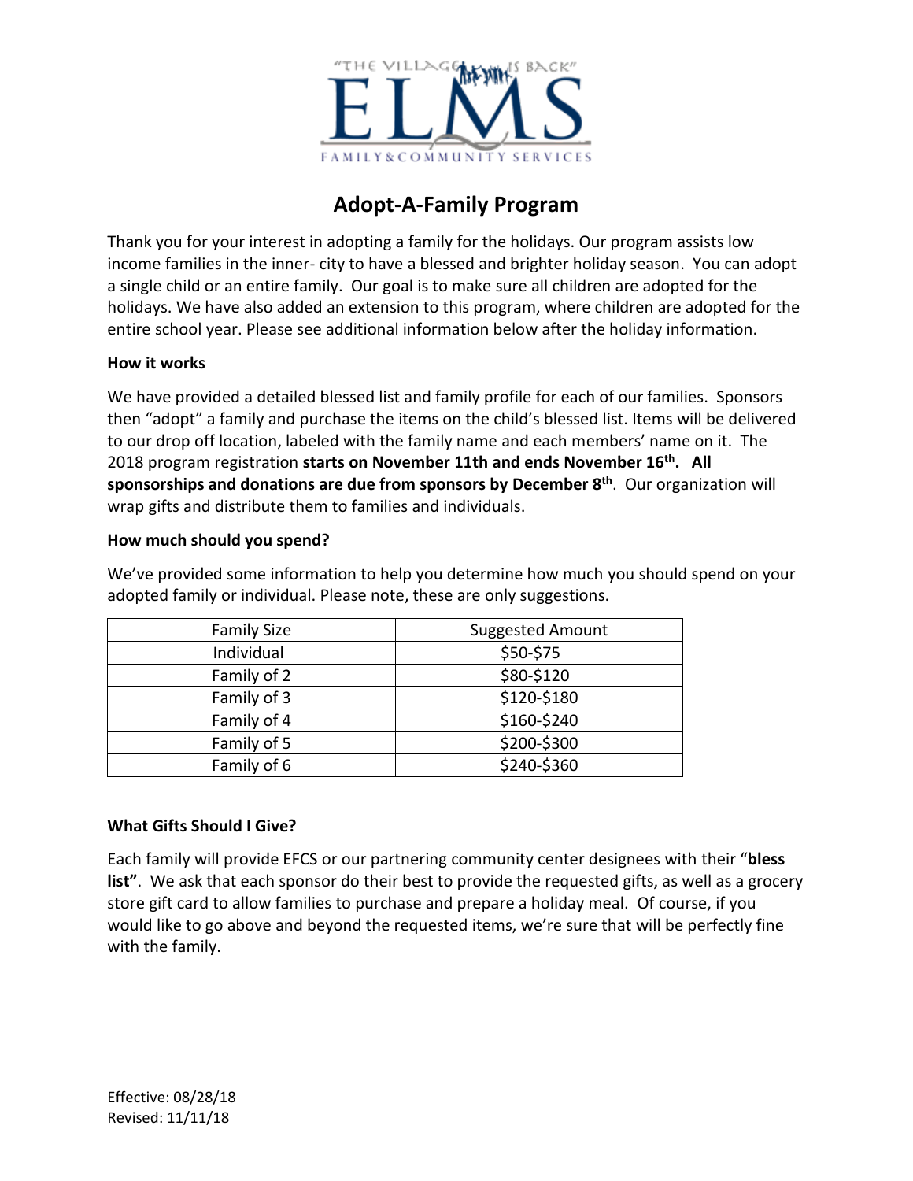"THE VILLAGE IS BACK"

ELMS

FAMILY & COMMUNITY SERVICES

# Adopt-A-Family Program

Thank you for your interest in adopting a family for the holidays. Our program assists low income families in the inner- city to have a blessed and brighter holiday season. You can adopt a single child or an entire family. Our goal is to make sure all children are adopted for the holidays. We have also added an extension to this program, where children are adopted for the entire school year. Please see additional information below after the holiday information.

**How it works**

We have provided a detailed blessed list and family profile for each of our families. Sponsors then "adopt" a family and purchase the items on the child's blessed list. Items will be delivered to our drop off location, labeled with the family name and each members' name on it. The 2018 program registration **starts on November 11th and ends November 16th. All sponsorships and donations are due from sponsors by December 8th**. Our organization will wrap gifts and distribute them to families and individuals.

**How much should you spend?**

We've provided some information to help you determine how much you should spend on your adopted family or individual. Please note, these are only suggestions.

| Family Size | Suggested Amount |
|---|---|
| Individual | $50-$75 |
| Family of 2 | $80-$120 |
| Family of 3 | $120-$180 |
| Family of 4 | $160-$240 |
| Family of 5 | $200-$300 |
| Family of 6 | $240-$360 |

**What Gifts Should I Give?**

Each family will provide EFCS or our partnering community center designees with their "**bless list"**. We ask that each sponsor do their best to provide the requested gifts, as well as a grocery store gift card to allow families to purchase and prepare a holiday meal. Of course, if you would like to go above and beyond the requested items, we're sure that will be perfectly fine with the family.

Effective: 08/28/18
Revised: 11/11/18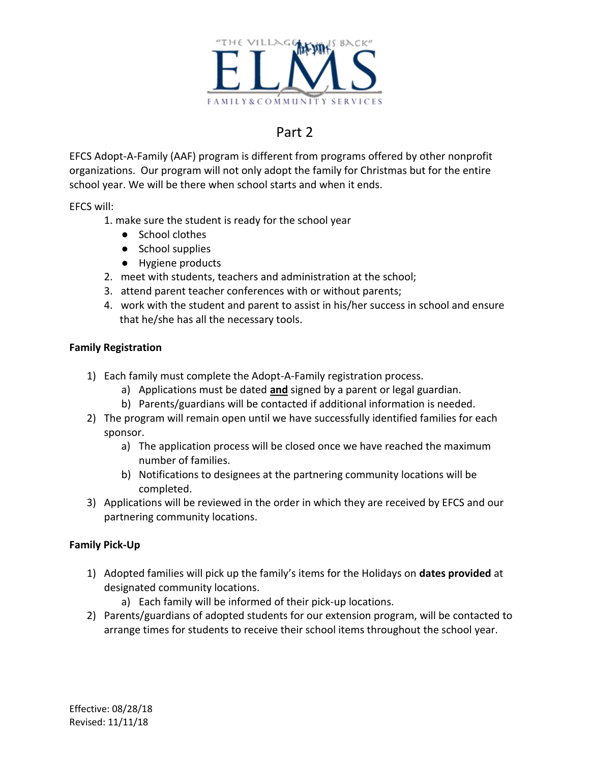## Part 2

EFCS Adopt-A-Family (AAF) program is different from programs offered by other nonprofit organizations. Our program will not only adopt the family for Christmas but for the entire school year. We will be there when school starts and when it ends.

EFCS will:

1. make sure the student is ready for the school year
   - School clothes
   - School supplies
   - Hygiene products
2. meet with students, teachers and administration at the school;
3. attend parent teacher conferences with or without parents;
4. work with the student and parent to assist in his/her success in school and ensure that he/she has all the necessary tools.

**Family Registration**

1) Each family must complete the Adopt-A-Family registration process.
   a) Applications must be dated **and** signed by a parent or legal guardian.
   b) Parents/guardians will be contacted if additional information is needed.
2) The program will remain open until we have successfully identified families for each sponsor.
   a) The application process will be closed once we have reached the maximum number of families.
   b) Notifications to designees at the partnering community locations will be completed.
3) Applications will be reviewed in the order in which they are received by EFCS and our partnering community locations.

**Family Pick-Up**

1) Adopted families will pick up the family's items for the Holidays on **dates provided** at designated community locations.
   a) Each family will be informed of their pick-up locations.
2) Parents/guardians of adopted students for our extension program, will be contacted to arrange times for students to receive their school items throughout the school year.

Effective: 08/28/18
Revised: 11/11/18